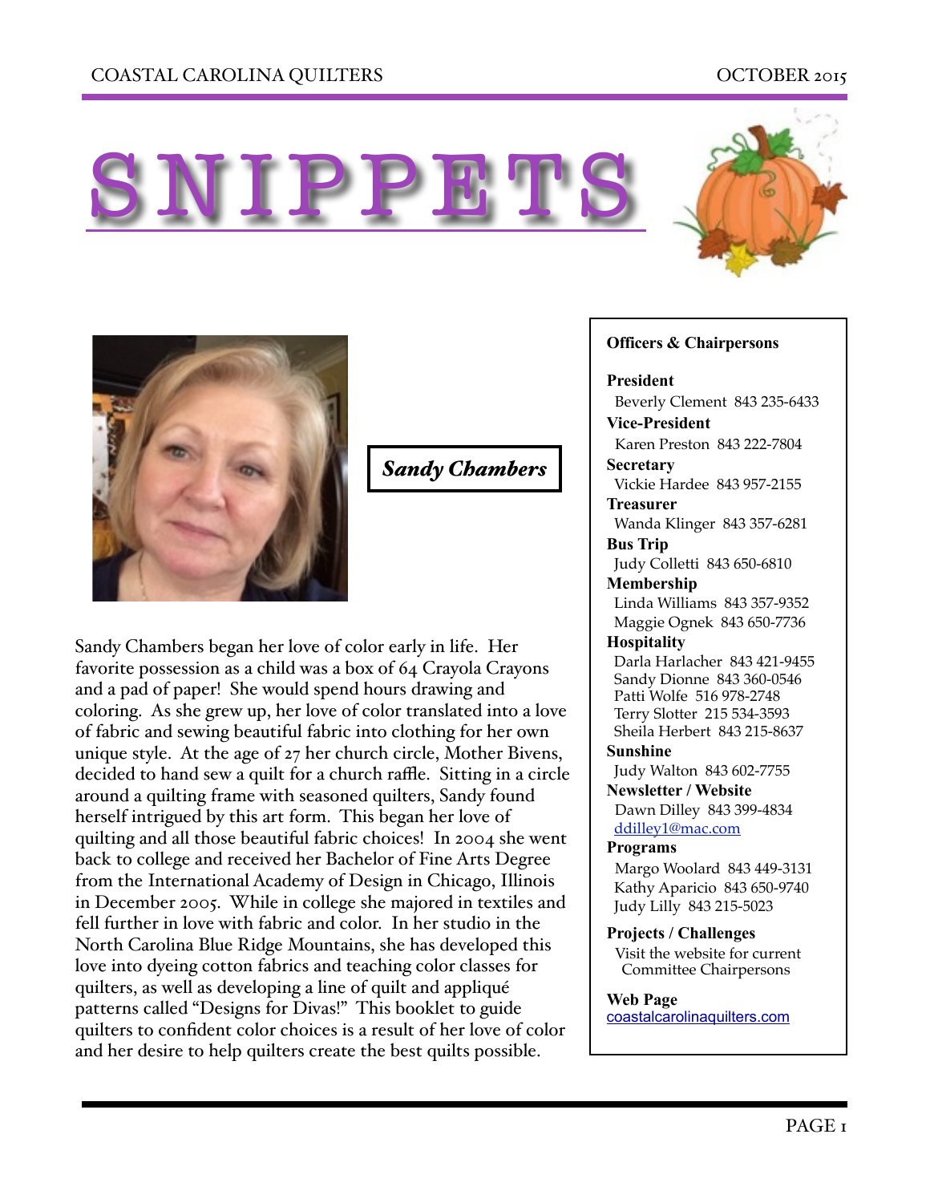# SNIPPETS

***Sandy Chambers***

Sandy Chambers began her love of color early in life. Her favorite possession as a child was a box of 64 Crayola Crayons and a pad of paper! She would spend hours drawing and coloring. As she grew up, her love of color translated into a love of fabric and sewing beautiful fabric into clothing for her own unique style. At the age of 27 her church circle, Mother Bivens, decided to hand sew a quilt for a church raffle. Sitting in a circle around a quilting frame with seasoned quilters, Sandy found herself intrigued by this art form. This began her love of quilting and all those beautiful fabric choices! In 2004 she went back to college and received her Bachelor of Fine Arts Degree from the International Academy of Design in Chicago, Illinois in December 2005. While in college she majored in textiles and fell further in love with fabric and color. In her studio in the North Carolina Blue Ridge Mountains, she has developed this love into dyeing cotton fabrics and teaching color classes for quilters, as well as developing a line of quilt and appliqué patterns called "Designs for Divas!" This booklet to guide quilters to confident color choices is a result of her love of color and her desire to help quilters create the best quilts possible.

**Officers & Chairpersons**

**President**
Beverly Clement 843 235-6433

**Vice-President**
Karen Preston 843 222-7804

**Secretary**
Vickie Hardee 843 957-2155

**Treasurer**
Wanda Klinger 843 357-6281

**Bus Trip**
Judy Colletti 843 650-6810

**Membership**
Linda Williams 843 357-9352
Maggie Ognek 843 650-7736

**Hospitality**
Darla Harlacher 843 421-9455
Sandy Dionne 843 360-0546
Patti Wolfe 516 978-2748
Terry Slotter 215 534-3593
Sheila Herbert 843 215-8637

**Sunshine**
Judy Walton 843 602-7755

**Newsletter / Website**
Dawn Dilley 843 399-4834
ddilley1@mac.com

**Programs**
Margo Woolard 843 449-3131
Kathy Aparicio 843 650-9740
Judy Lilly 843 215-5023

**Projects / Challenges**
Visit the website for current Committee Chairpersons

**Web Page**
coastalcarolinaquilters.com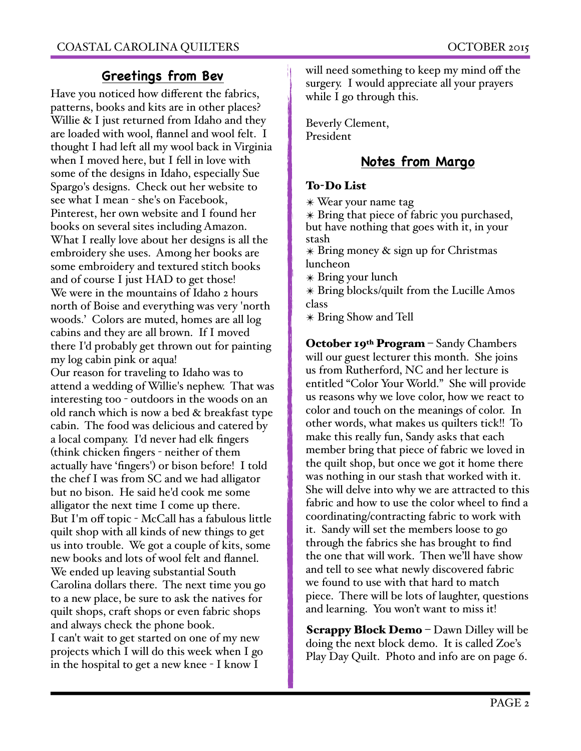## Greetings from Bev

Have you noticed how different the fabrics, patterns, books and kits are in other places? Willie & I just returned from Idaho and they are loaded with wool, flannel and wool felt. I thought I had left all my wool back in Virginia when I moved here, but I fell in love with some of the designs in Idaho, especially Sue Spargo's designs. Check out her website to see what I mean - she's on Facebook, Pinterest, her own website and I found her books on several sites including Amazon. What I really love about her designs is all the embroidery she uses. Among her books are some embroidery and textured stitch books and of course I just HAD to get those!

We were in the mountains of Idaho 2 hours north of Boise and everything was very 'north woods.' Colors are muted, homes are all log cabins and they are all brown. If I moved there I'd probably get thrown out for painting my log cabin pink or aqua!

Our reason for traveling to Idaho was to attend a wedding of Willie's nephew. That was interesting too - outdoors in the woods on an old ranch which is now a bed & breakfast type cabin. The food was delicious and catered by a local company. I'd never had elk fingers (think chicken fingers - neither of them actually have 'fingers') or bison before! I told the chef I was from SC and we had alligator but no bison. He said he'd cook me some alligator the next time I come up there.

But I'm off topic - McCall has a fabulous little quilt shop with all kinds of new things to get us into trouble. We got a couple of kits, some new books and lots of wool felt and flannel. We ended up leaving substantial South Carolina dollars there. The next time you go to a new place, be sure to ask the natives for quilt shops, craft shops or even fabric shops and always check the phone book.

I can't wait to get started on one of my new projects which I will do this week when I go in the hospital to get a new knee - I know I will need something to keep my mind off the surgery. I would appreciate all your prayers while I go through this.

Beverly Clement,
President

## Notes from Margo

### To-Do List

- ✳ Wear your name tag
- ✳ Bring that piece of fabric you purchased, but have nothing that goes with it, in your stash
- ✳ Bring money & sign up for Christmas luncheon
- ✳ Bring your lunch
- ✳ Bring blocks/quilt from the Lucille Amos class
- ✳ Bring Show and Tell

**October 19th Program** – Sandy Chambers will our guest lecturer this month. She joins us from Rutherford, NC and her lecture is entitled "Color Your World." She will provide us reasons why we love color, how we react to color and touch on the meanings of color. In other words, what makes us quilters tick!! To make this really fun, Sandy asks that each member bring that piece of fabric we loved in the quilt shop, but once we got it home there was nothing in our stash that worked with it. She will delve into why we are attracted to this fabric and how to use the color wheel to find a coordinating/contracting fabric to work with it. Sandy will set the members loose to go through the fabrics she has brought to find the one that will work. Then we'll have show and tell to see what newly discovered fabric we found to use with that hard to match piece. There will be lots of laughter, questions and learning. You won't want to miss it!

**Scrappy Block Demo** – Dawn Dilley will be doing the next block demo. It is called Zoe's Play Day Quilt. Photo and info are on page 6.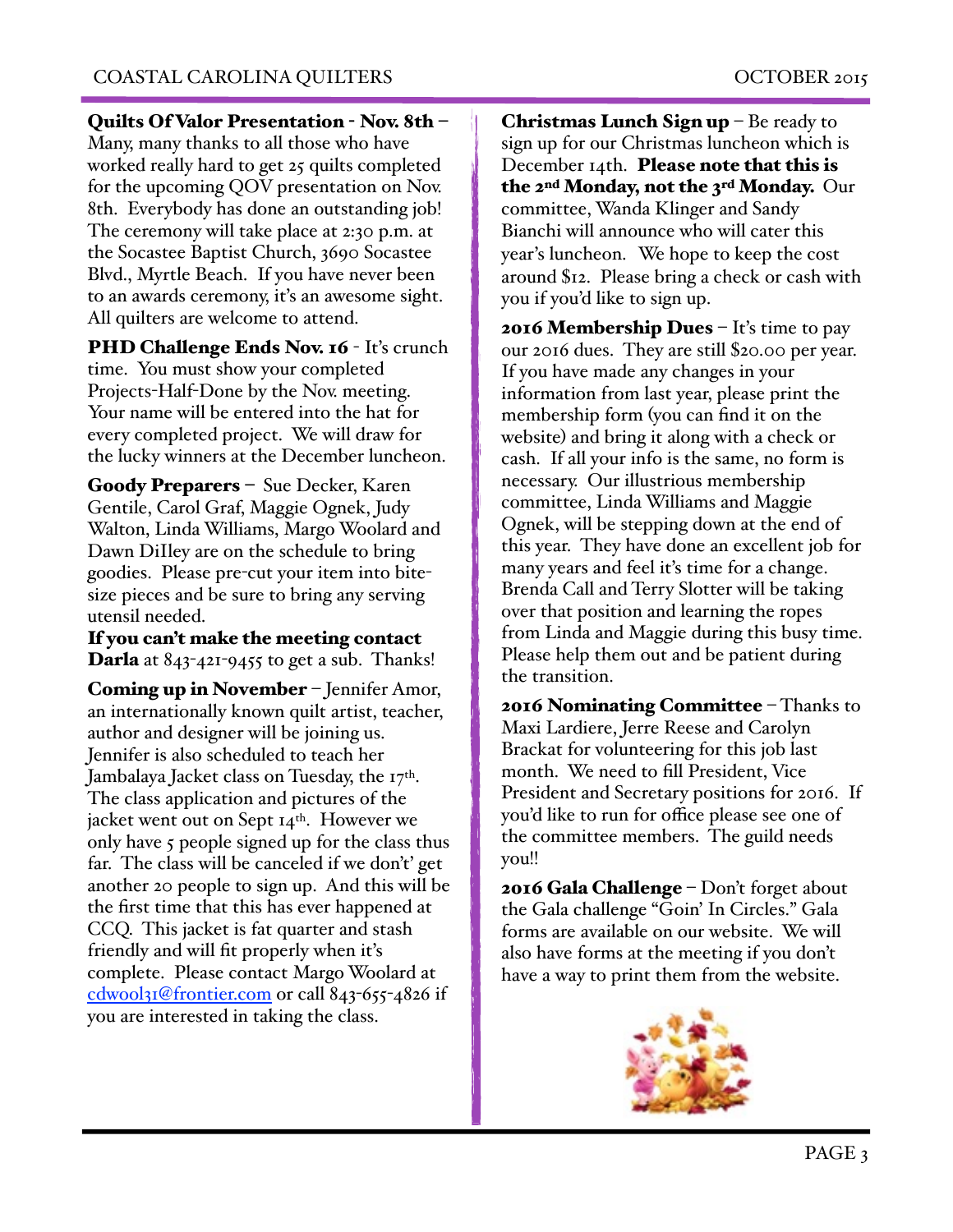**Quilts Of Valor Presentation - Nov. 8th –** Many, many thanks to all those who have worked really hard to get 25 quilts completed for the upcoming QOV presentation on Nov. 8th. Everybody has done an outstanding job! The ceremony will take place at 2:30 p.m. at the Socastee Baptist Church, 3690 Socastee Blvd., Myrtle Beach. If you have never been to an awards ceremony, it's an awesome sight. All quilters are welcome to attend.

**PHD Challenge Ends Nov. 16** - It's crunch time. You must show your completed Projects-Half-Done by the Nov. meeting. Your name will be entered into the hat for every completed project. We will draw for the lucky winners at the December luncheon.

**Goody Preparers –** Sue Decker, Karen Gentile, Carol Graf, Maggie Ognek, Judy Walton, Linda Williams, Margo Woolard and Dawn DiIley are on the schedule to bring goodies. Please pre-cut your item into bite-size pieces and be sure to bring any serving utensil needed.

**If you can't make the meeting contact Darla** at 843-421-9455 to get a sub. Thanks!

**Coming up in November** – Jennifer Amor, an internationally known quilt artist, teacher, author and designer will be joining us. Jennifer is also scheduled to teach her Jambalaya Jacket class on Tuesday, the 17th. The class application and pictures of the jacket went out on Sept 14th. However we only have 5 people signed up for the class thus far. The class will be canceled if we don't' get another 20 people to sign up. And this will be the first time that this has ever happened at CCQ. This jacket is fat quarter and stash friendly and will fit properly when it's complete. Please contact Margo Woolard at cdwool31@frontier.com or call 843-655-4826 if you are interested in taking the class.

**Christmas Lunch Sign up** – Be ready to sign up for our Christmas luncheon which is December 14th. **Please note that this is the 2nd Monday, not the 3rd Monday.** Our committee, Wanda Klinger and Sandy Bianchi will announce who will cater this year's luncheon. We hope to keep the cost around $12. Please bring a check or cash with you if you'd like to sign up.

**2016 Membership Dues** – It's time to pay our 2016 dues. They are still $20.00 per year. If you have made any changes in your information from last year, please print the membership form (you can find it on the website) and bring it along with a check or cash. If all your info is the same, no form is necessary. Our illustrious membership committee, Linda Williams and Maggie Ognek, will be stepping down at the end of this year. They have done an excellent job for many years and feel it's time for a change. Brenda Call and Terry Slotter will be taking over that position and learning the ropes from Linda and Maggie during this busy time. Please help them out and be patient during the transition.

**2016 Nominating Committee** – Thanks to Maxi Lardiere, Jerre Reese and Carolyn Brackat for volunteering for this job last month. We need to fill President, Vice President and Secretary positions for 2016. If you'd like to run for office please see one of the committee members. The guild needs you!!

**2016 Gala Challenge** – Don't forget about the Gala challenge "Goin' In Circles." Gala forms are available on our website. We will also have forms at the meeting if you don't have a way to print them from the website.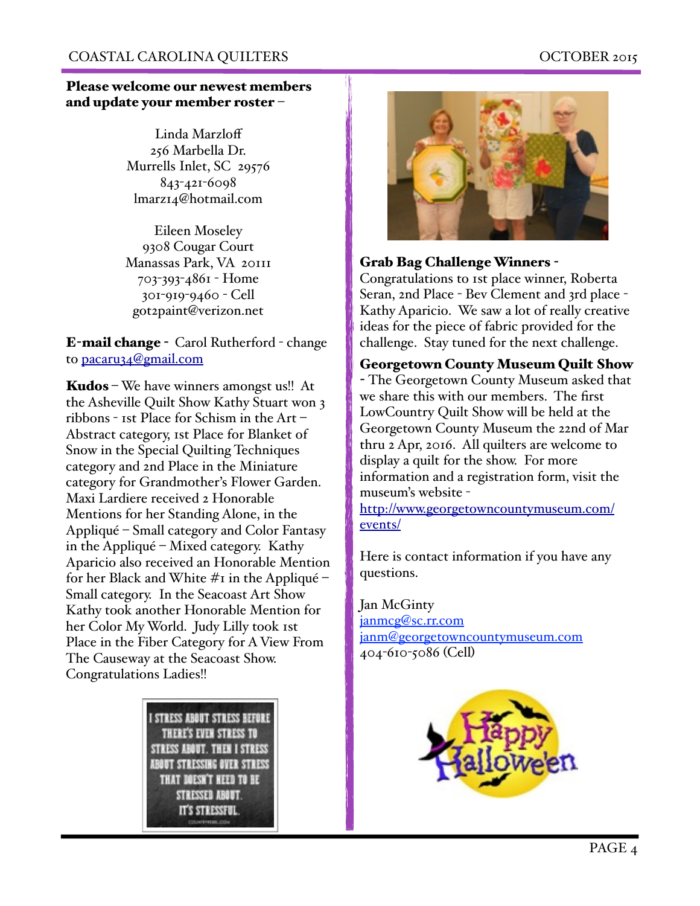**Please welcome our newest members and update your member roster –**

Linda Marzloff
256 Marbella Dr.
Murrells Inlet, SC 29576
843-421-6098
lmarz14@hotmail.com

Eileen Moseley
9308 Cougar Court
Manassas Park, VA 20111
703-393-4861 - Home
301-919-9460 - Cell
got2paint@verizon.net

**E-mail change** - Carol Rutherford - change to pacaru34@gmail.com

**Kudos** – We have winners amongst us!! At the Asheville Quilt Show Kathy Stuart won 3 ribbons - 1st Place for Schism in the Art – Abstract category, 1st Place for Blanket of Snow in the Special Quilting Techniques category and 2nd Place in the Miniature category for Grandmother's Flower Garden. Maxi Lardiere received 2 Honorable Mentions for her Standing Alone, in the Appliqué – Small category and Color Fantasy in the Appliqué – Mixed category. Kathy Aparicio also received an Honorable Mention for her Black and White #1 in the Appliqué – Small category. In the Seacoast Art Show Kathy took another Honorable Mention for her Color My World. Judy Lilly took 1st Place in the Fiber Category for A View From The Causeway at the Seacoast Show. Congratulations Ladies!!

I STRESS ABOUT STRESS BEFORE THERE'S EVEN STRESS TO STRESS ABOUT. THEN I STRESS ABOUT STRESSING OVER STRESS THAT DOESN'T NEED TO BE STRESSED ABOUT. IT'S STRESSFUL.

**Grab Bag Challenge Winners** - Congratulations to 1st place winner, Roberta Seran, 2nd Place - Bev Clement and 3rd place - Kathy Aparicio. We saw a lot of really creative ideas for the piece of fabric provided for the challenge. Stay tuned for the next challenge.

**Georgetown County Museum Quilt Show** - The Georgetown County Museum asked that we share this with our members. The first LowCountry Quilt Show will be held at the Georgetown County Museum the 22nd of Mar thru 2 Apr, 2016. All quilters are welcome to display a quilt for the show. For more information and a registration form, visit the museum's website - http://www.georgetowncountymuseum.com/events/

Here is contact information if you have any questions.

Jan McGinty
janmcg@sc.rr.com
janm@georgetowncountymuseum.com
404-610-5086 (Cell)

Happy Halloween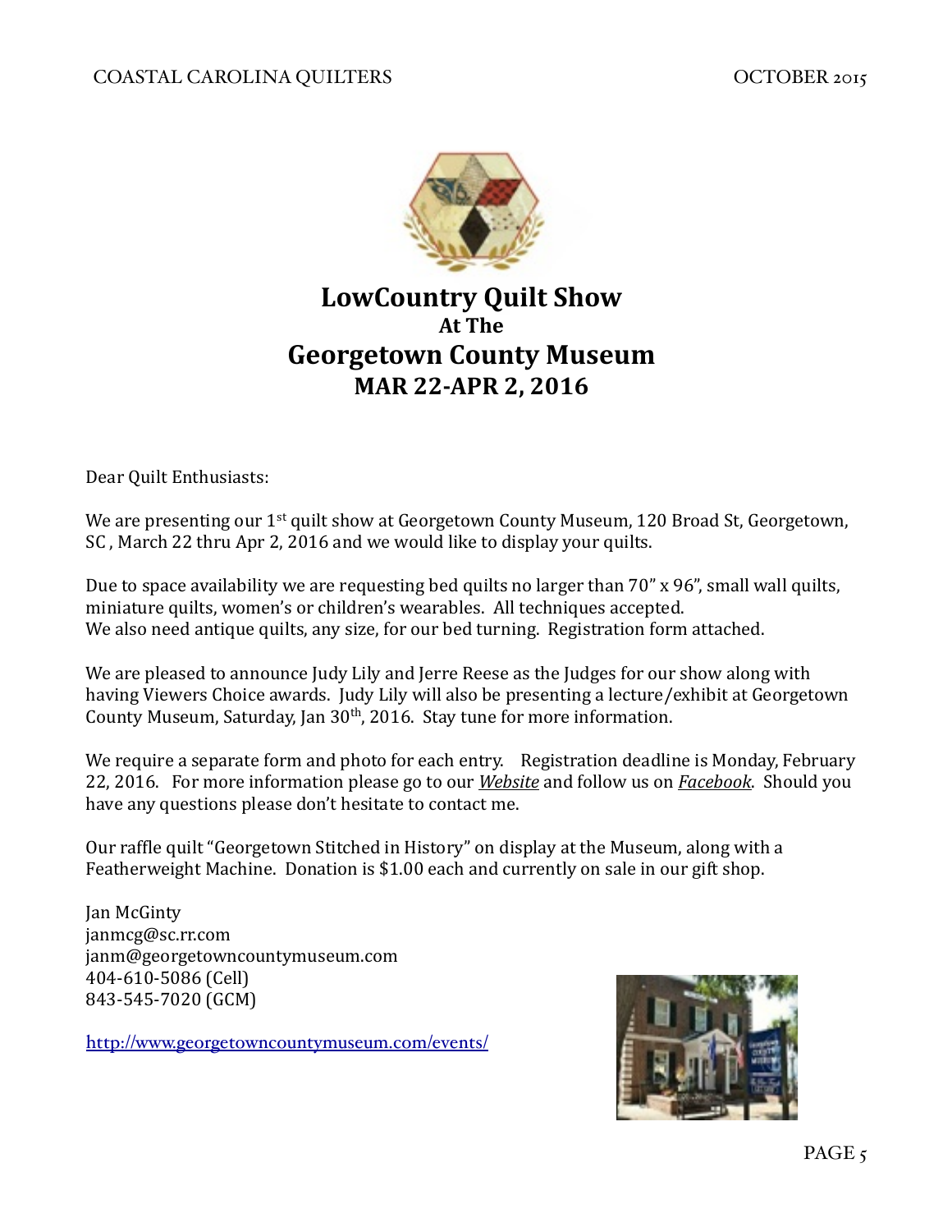# LowCountry Quilt Show
## At The
# Georgetown County Museum
## MAR 22-APR 2, 2016

Dear Quilt Enthusiasts:

We are presenting our 1st quilt show at Georgetown County Museum, 120 Broad St, Georgetown, SC , March 22 thru Apr 2, 2016 and we would like to display your quilts.

Due to space availability we are requesting bed quilts no larger than 70" x 96", small wall quilts, miniature quilts, women's or children's wearables. All techniques accepted.
We also need antique quilts, any size, for our bed turning. Registration form attached.

We are pleased to announce Judy Lily and Jerre Reese as the Judges for our show along with having Viewers Choice awards. Judy Lily will also be presenting a lecture/exhibit at Georgetown County Museum, Saturday, Jan 30th, 2016. Stay tune for more information.

We require a separate form and photo for each entry. Registration deadline is Monday, February 22, 2016. For more information please go to our *Website* and follow us on *Facebook*. Should you have any questions please don't hesitate to contact me.

Our raffle quilt "Georgetown Stitched in History" on display at the Museum, along with a Featherweight Machine. Donation is $1.00 each and currently on sale in our gift shop.

Jan McGinty
janmcg@sc.rr.com
janm@georgetowncountymuseum.com
404-610-5086 (Cell)
843-545-7020 (GCM)

http://www.georgetowncountymuseum.com/events/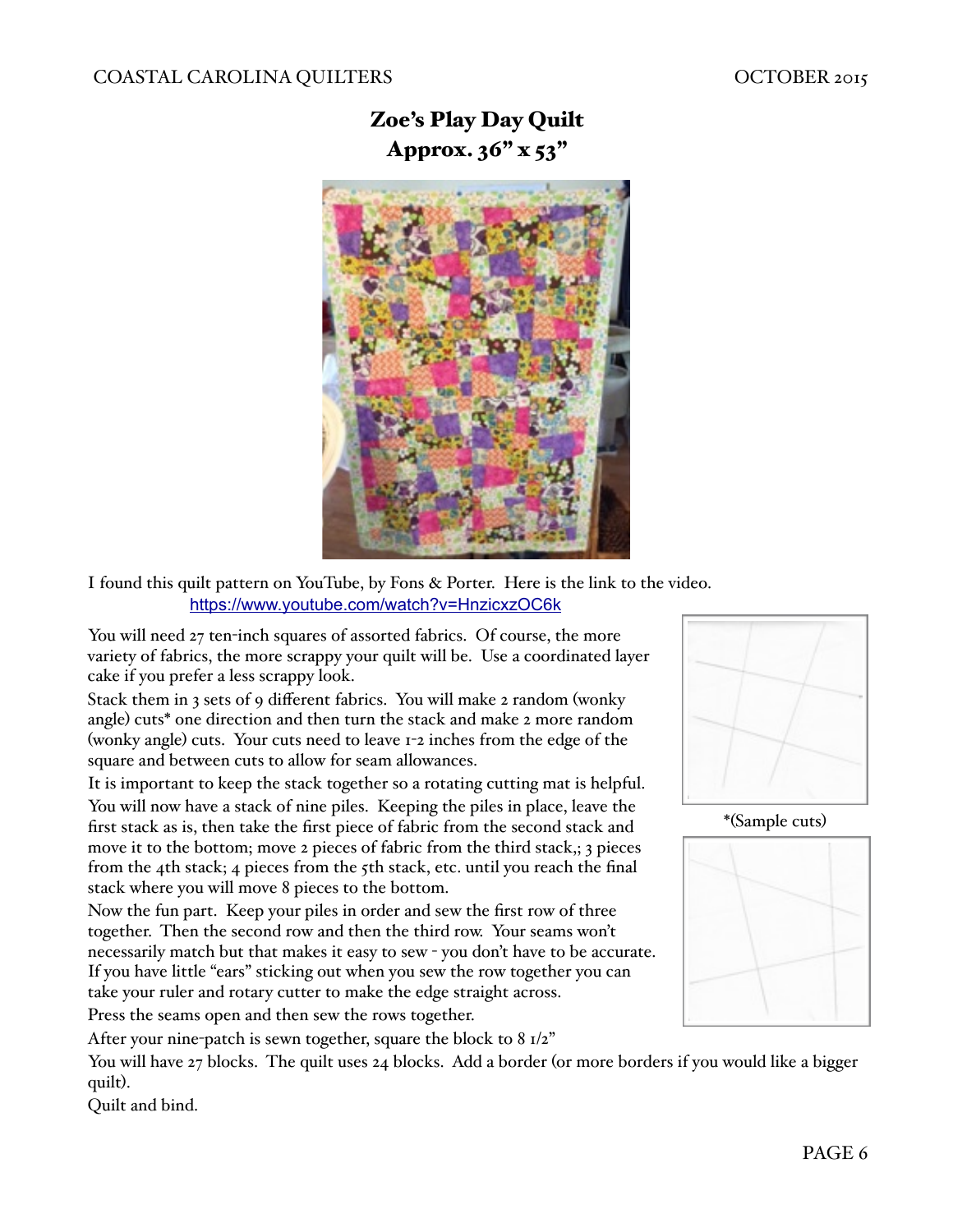# Zoe's Play Day Quilt
## Approx. 36" x 53"

I found this quilt pattern on YouTube, by Fons & Porter. Here is the link to the video.
https://www.youtube.com/watch?v=HnzicxzOC6k

You will need 27 ten-inch squares of assorted fabrics. Of course, the more variety of fabrics, the more scrappy your quilt will be. Use a coordinated layer cake if you prefer a less scrappy look.

Stack them in 3 sets of 9 different fabrics. You will make 2 random (wonky angle) cuts* one direction and then turn the stack and make 2 more random (wonky angle) cuts. Your cuts need to leave 1-2 inches from the edge of the square and between cuts to allow for seam allowances.

It is important to keep the stack together so a rotating cutting mat is helpful.

You will now have a stack of nine piles. Keeping the piles in place, leave the first stack as is, then take the first piece of fabric from the second stack and move it to the bottom; move 2 pieces of fabric from the third stack,; 3 pieces from the 4th stack; 4 pieces from the 5th stack, etc. until you reach the final stack where you will move 8 pieces to the bottom.

*(Sample cuts)

Now the fun part. Keep your piles in order and sew the first row of three together. Then the second row and then the third row. Your seams won't necessarily match but that makes it easy to sew - you don't have to be accurate. If you have little "ears" sticking out when you sew the row together you can take your ruler and rotary cutter to make the edge straight across.

Press the seams open and then sew the rows together.

After your nine-patch is sewn together, square the block to 8 1/2"

You will have 27 blocks. The quilt uses 24 blocks. Add a border (or more borders if you would like a bigger quilt).

Quilt and bind.